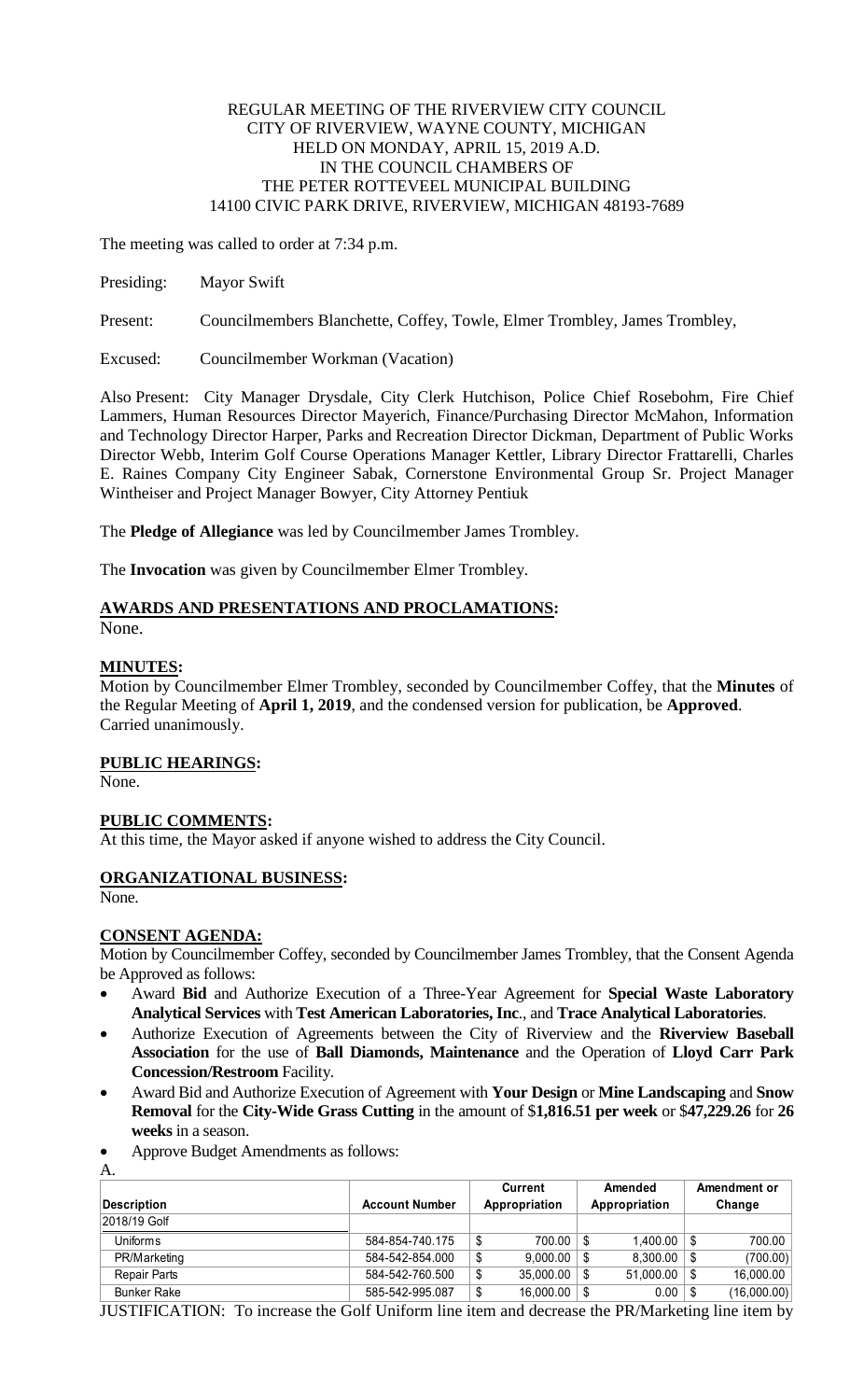REGULAR MEETING OF THE RIVERVIEW CITY COUNCIL
CITY OF RIVERVIEW, WAYNE COUNTY, MICHIGAN
HELD ON MONDAY, APRIL 15, 2019 A.D.
IN THE COUNCIL CHAMBERS OF
THE PETER ROTTEVEEL MUNICIPAL BUILDING
14100 CIVIC PARK DRIVE, RIVERVIEW, MICHIGAN 48193-7689

The meeting was called to order at 7:34 p.m.

Presiding: Mayor Swift

Present: Councilmembers Blanchette, Coffey, Towle, Elmer Trombley, James Trombley,

Excused: Councilmember Workman (Vacation)

Also Present: City Manager Drysdale, City Clerk Hutchison, Police Chief Rosebohm, Fire Chief Lammers, Human Resources Director Mayerich, Finance/Purchasing Director McMahon, Information and Technology Director Harper, Parks and Recreation Director Dickman, Department of Public Works Director Webb, Interim Golf Course Operations Manager Kettler, Library Director Frattarelli, Charles E. Raines Company City Engineer Sabak, Cornerstone Environmental Group Sr. Project Manager Wintheiser and Project Manager Bowyer, City Attorney Pentiuk

The **Pledge of Allegiance** was led by Councilmember James Trombley.

The **Invocation** was given by Councilmember Elmer Trombley.

## AWARDS AND PRESENTATIONS AND PROCLAMATIONS:

None.

## MINUTES:

Motion by Councilmember Elmer Trombley, seconded by Councilmember Coffey, that the **Minutes** of the Regular Meeting of **April 1, 2019**, and the condensed version for publication, be **Approved**. Carried unanimously.

## PUBLIC HEARINGS:

None.

## PUBLIC COMMENTS:

At this time, the Mayor asked if anyone wished to address the City Council.

## ORGANIZATIONAL BUSINESS:

None.

## CONSENT AGENDA:

Motion by Councilmember Coffey, seconded by Councilmember James Trombley, that the Consent Agenda be Approved as follows:

- Award **Bid** and Authorize Execution of a Three-Year Agreement for **Special Waste Laboratory Analytical Services** with **Test American Laboratories, Inc**., and **Trace Analytical Laboratories**.
- Authorize Execution of Agreements between the City of Riverview and the **Riverview Baseball Association** for the use of **Ball Diamonds, Maintenance** and the Operation of **Lloyd Carr Park Concession/Restroom** Facility.
- Award Bid and Authorize Execution of Agreement with **Your Design** or **Mine Landscaping** and **Snow Removal** for the **City-Wide Grass Cutting** in the amount of $**1,816.51 per week** or $**47,229.26** for **26 weeks** in a season.
- Approve Budget Amendments as follows:

A.

| Description | Account Number | Current Appropriation | Amended Appropriation | Amendment or Change |
|---|---|---|---|---|
| 2018/19 Golf | | | | |
| Uniforms | 584-854-740.175 | $ 700.00 | $ 1,400.00 | $ 700.00 |
| PR/Marketing | 584-542-854.000 | $ 9,000.00 | $ 8,300.00 | $ (700.00) |
| Repair Parts | 584-542-760.500 | $ 35,000.00 | $ 51,000.00 | $ 16,000.00 |
| Bunker Rake | 585-542-995.087 | $ 16,000.00 | $ 0.00 | $ (16,000.00) |

JUSTIFICATION: To increase the Golf Uniform line item and decrease the PR/Marketing line item by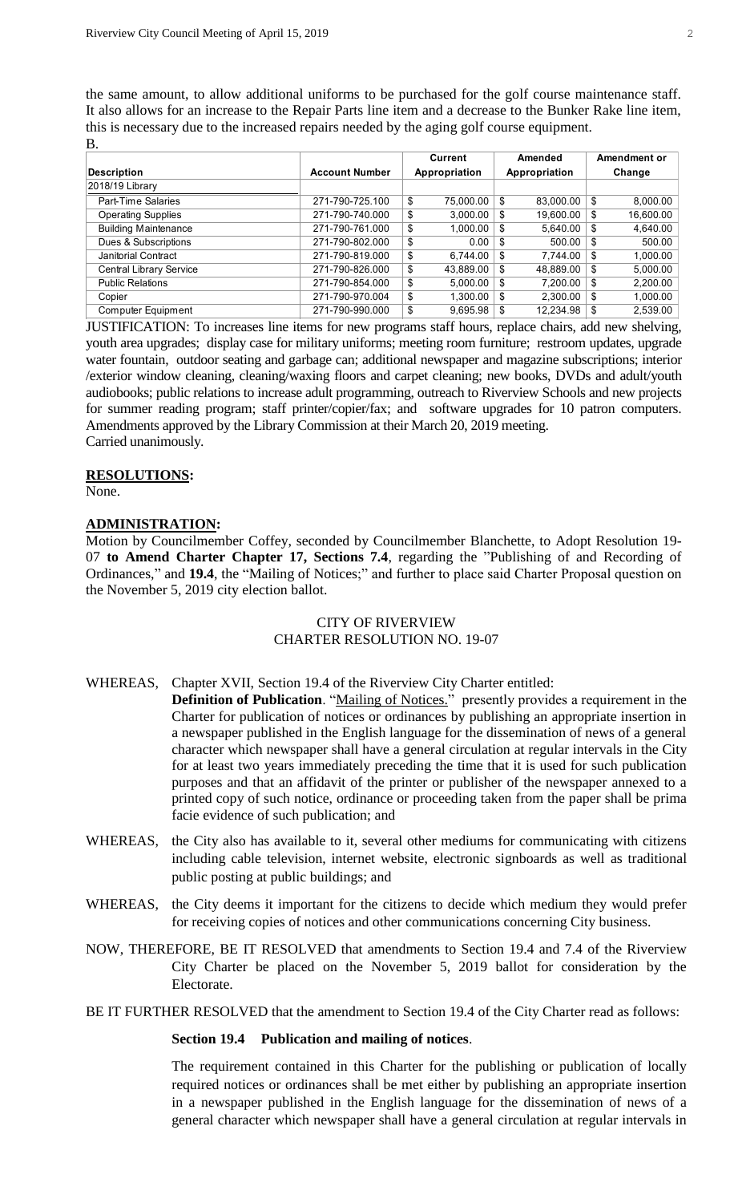the same amount, to allow additional uniforms to be purchased for the golf course maintenance staff. It also allows for an increase to the Repair Parts line item and a decrease to the Bunker Rake line item, this is necessary due to the increased repairs needed by the aging golf course equipment.

B.

| Description | Account Number | Current Appropriation | Amended Appropriation | Amendment or Change |
|---|---|---|---|---|
| 2018/19 Library | | | | |
| Part-Time Salaries | 271-790-725.100 | $ 75,000.00 | $ 83,000.00 | $ 8,000.00 |
| Operating Supplies | 271-790-740.000 | $ 3,000.00 | $ 19,600.00 | $ 16,600.00 |
| Building Maintenance | 271-790-761.000 | $ 1,000.00 | $ 5,640.00 | $ 4,640.00 |
| Dues & Subscriptions | 271-790-802.000 | $ 0.00 | $ 500.00 | $ 500.00 |
| Janitorial Contract | 271-790-819.000 | $ 6,744.00 | $ 7,744.00 | $ 1,000.00 |
| Central Library Service | 271-790-826.000 | $ 43,889.00 | $ 48,889.00 | $ 5,000.00 |
| Public Relations | 271-790-854.000 | $ 5,000.00 | $ 7,200.00 | $ 2,200.00 |
| Copier | 271-790-970.004 | $ 1,300.00 | $ 2,300.00 | $ 1,000.00 |
| Computer Equipment | 271-790-990.000 | $ 9,695.98 | $ 12,234.98 | $ 2,539.00 |

JUSTIFICATION: To increases line items for new programs staff hours, replace chairs, add new shelving, youth area upgrades; display case for military uniforms; meeting room furniture; restroom updates, upgrade water fountain, outdoor seating and garbage can; additional newspaper and magazine subscriptions; interior /exterior window cleaning, cleaning/waxing floors and carpet cleaning; new books, DVDs and adult/youth audiobooks; public relations to increase adult programming, outreach to Riverview Schools and new projects for summer reading program; staff printer/copier/fax; and software upgrades for 10 patron computers. Amendments approved by the Library Commission at their March 20, 2019 meeting.
Carried unanimously.

**RESOLUTIONS:**

None.

**ADMINISTRATION:**

Motion by Councilmember Coffey, seconded by Councilmember Blanchette, to Adopt Resolution 19-07 **to Amend Charter Chapter 17, Sections 7.4**, regarding the "Publishing of and Recording of Ordinances," and **19.4**, the "Mailing of Notices;" and further to place said Charter Proposal question on the November 5, 2019 city election ballot.

CITY OF RIVERVIEW
CHARTER RESOLUTION NO. 19-07

WHEREAS, Chapter XVII, Section 19.4 of the Riverview City Charter entitled: **Definition of Publication**. "Mailing of Notices." presently provides a requirement in the Charter for publication of notices or ordinances by publishing an appropriate insertion in a newspaper published in the English language for the dissemination of news of a general character which newspaper shall have a general circulation at regular intervals in the City for at least two years immediately preceding the time that it is used for such publication purposes and that an affidavit of the printer or publisher of the newspaper annexed to a printed copy of such notice, ordinance or proceeding taken from the paper shall be prima facie evidence of such publication; and

WHEREAS, the City also has available to it, several other mediums for communicating with citizens including cable television, internet website, electronic signboards as well as traditional public posting at public buildings; and

WHEREAS, the City deems it important for the citizens to decide which medium they would prefer for receiving copies of notices and other communications concerning City business.

NOW, THEREFORE, BE IT RESOLVED that amendments to Section 19.4 and 7.4 of the Riverview City Charter be placed on the November 5, 2019 ballot for consideration by the Electorate.

BE IT FURTHER RESOLVED that the amendment to Section 19.4 of the City Charter read as follows:

**Section 19.4 Publication and mailing of notices**.

The requirement contained in this Charter for the publishing or publication of locally required notices or ordinances shall be met either by publishing an appropriate insertion in a newspaper published in the English language for the dissemination of news of a general character which newspaper shall have a general circulation at regular intervals in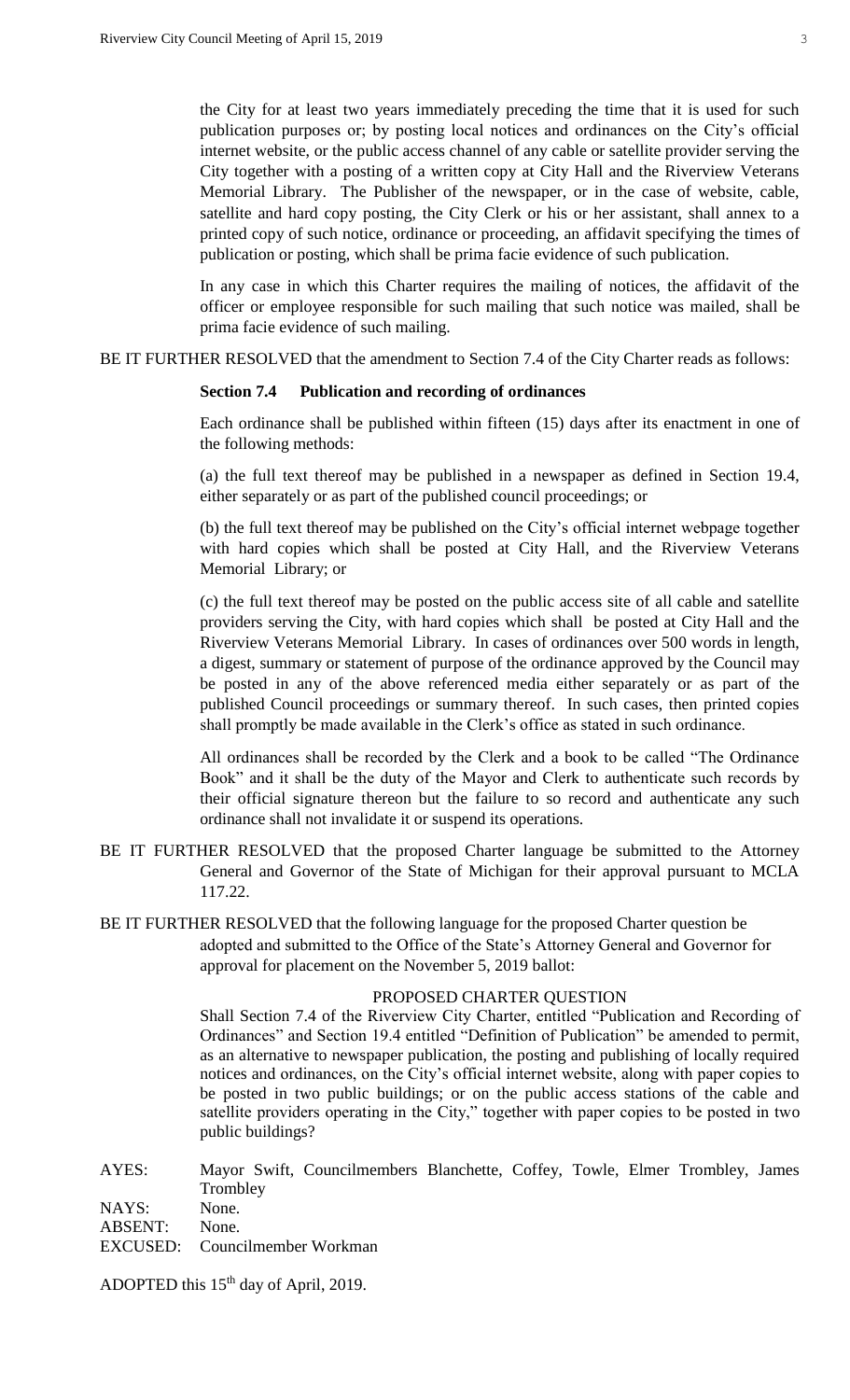the City for at least two years immediately preceding the time that it is used for such publication purposes or; by posting local notices and ordinances on the City's official internet website, or the public access channel of any cable or satellite provider serving the City together with a posting of a written copy at City Hall and the Riverview Veterans Memorial Library. The Publisher of the newspaper, or in the case of website, cable, satellite and hard copy posting, the City Clerk or his or her assistant, shall annex to a printed copy of such notice, ordinance or proceeding, an affidavit specifying the times of publication or posting, which shall be prima facie evidence of such publication.

In any case in which this Charter requires the mailing of notices, the affidavit of the officer or employee responsible for such mailing that such notice was mailed, shall be prima facie evidence of such mailing.

BE IT FURTHER RESOLVED that the amendment to Section 7.4 of the City Charter reads as follows:

**Section 7.4 Publication and recording of ordinances**

Each ordinance shall be published within fifteen (15) days after its enactment in one of the following methods:

(a) the full text thereof may be published in a newspaper as defined in Section 19.4, either separately or as part of the published council proceedings; or

(b) the full text thereof may be published on the City's official internet webpage together with hard copies which shall be posted at City Hall, and the Riverview Veterans Memorial Library; or

(c) the full text thereof may be posted on the public access site of all cable and satellite providers serving the City, with hard copies which shall be posted at City Hall and the Riverview Veterans Memorial Library. In cases of ordinances over 500 words in length, a digest, summary or statement of purpose of the ordinance approved by the Council may be posted in any of the above referenced media either separately or as part of the published Council proceedings or summary thereof. In such cases, then printed copies shall promptly be made available in the Clerk's office as stated in such ordinance.

All ordinances shall be recorded by the Clerk and a book to be called "The Ordinance Book" and it shall be the duty of the Mayor and Clerk to authenticate such records by their official signature thereon but the failure to so record and authenticate any such ordinance shall not invalidate it or suspend its operations.

BE IT FURTHER RESOLVED that the proposed Charter language be submitted to the Attorney General and Governor of the State of Michigan for their approval pursuant to MCLA 117.22.

BE IT FURTHER RESOLVED that the following language for the proposed Charter question be adopted and submitted to the Office of the State's Attorney General and Governor for approval for placement on the November 5, 2019 ballot:

PROPOSED CHARTER QUESTION

Shall Section 7.4 of the Riverview City Charter, entitled "Publication and Recording of Ordinances" and Section 19.4 entitled "Definition of Publication" be amended to permit, as an alternative to newspaper publication, the posting and publishing of locally required notices and ordinances, on the City's official internet website, along with paper copies to be posted in two public buildings; or on the public access stations of the cable and satellite providers operating in the City," together with paper copies to be posted in two public buildings?

AYES: Mayor Swift, Councilmembers Blanchette, Coffey, Towle, Elmer Trombley, James Trombley
NAYS: None.
ABSENT: None.
EXCUSED: Councilmember Workman

ADOPTED this 15th day of April, 2019.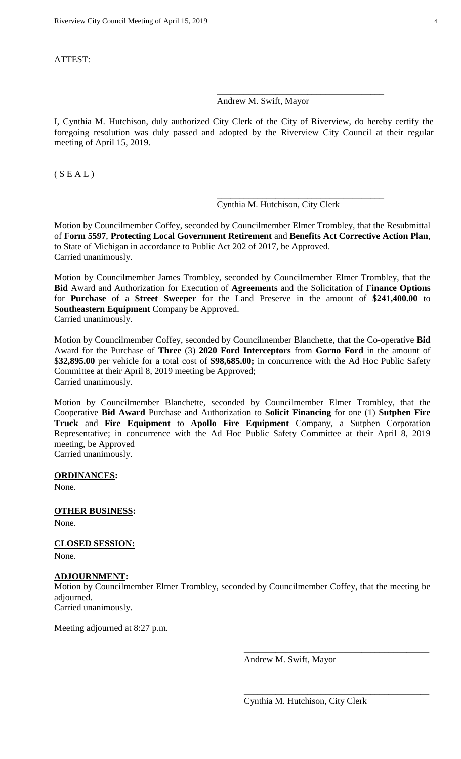ATTEST:

\_\_\_\_\_\_\_\_\_\_\_\_\_\_\_\_\_\_\_\_\_\_\_\_\_\_\_\_\_\_\_\_\_\_\_\_\_
Andrew M. Swift, Mayor

I, Cynthia M. Hutchison, duly authorized City Clerk of the City of Riverview, do hereby certify the foregoing resolution was duly passed and adopted by the Riverview City Council at their regular meeting of April 15, 2019.

( S E A L )

\_\_\_\_\_\_\_\_\_\_\_\_\_\_\_\_\_\_\_\_\_\_\_\_\_\_\_\_\_\_\_\_\_\_\_\_\_
Cynthia M. Hutchison, City Clerk

Motion by Councilmember Coffey, seconded by Councilmember Elmer Trombley, that the Resubmittal of **Form 5597**, **Protecting Local Government Retirement** and **Benefits Act Corrective Action Plan**, to State of Michigan in accordance to Public Act 202 of 2017, be Approved.
Carried unanimously.

Motion by Councilmember James Trombley, seconded by Councilmember Elmer Trombley, that the **Bid** Award and Authorization for Execution of **Agreements** and the Solicitation of **Finance Options** for **Purchase** of a **Street Sweeper** for the Land Preserve in the amount of **$241,400.00** to **Southeastern Equipment** Company be Approved.
Carried unanimously.

Motion by Councilmember Coffey, seconded by Councilmember Blanchette, that the Co-operative **Bid** Award for the Purchase of **Three** (3) **2020 Ford Interceptors** from **Gorno Ford** in the amount of $**32,895.00** per vehicle for a total cost of **$98,685.00;** in concurrence with the Ad Hoc Public Safety Committee at their April 8, 2019 meeting be Approved;
Carried unanimously.

Motion by Councilmember Blanchette, seconded by Councilmember Elmer Trombley, that the Cooperative **Bid Award** Purchase and Authorization to **Solicit Financing** for one (1) **Sutphen Fire Truck** and **Fire Equipment** to **Apollo Fire Equipment** Company, a Sutphen Corporation Representative; in concurrence with the Ad Hoc Public Safety Committee at their April 8, 2019 meeting, be Approved
Carried unanimously.

**ORDINANCES:**
None.

**OTHER BUSINESS:**
None.

**CLOSED SESSION:**
None.

**ADJOURNMENT:**
Motion by Councilmember Elmer Trombley, seconded by Councilmember Coffey, that the meeting be adjourned.
Carried unanimously.

Meeting adjourned at 8:27 p.m.

\_\_\_\_\_\_\_\_\_\_\_\_\_\_\_\_\_\_\_\_\_\_\_\_\_\_\_\_\_\_\_\_\_\_\_\_\_\_\_\_\_\_\_
Andrew M. Swift, Mayor

\_\_\_\_\_\_\_\_\_\_\_\_\_\_\_\_\_\_\_\_\_\_\_\_\_\_\_\_\_\_\_\_\_\_\_\_\_\_\_\_\_\_\_
Cynthia M. Hutchison, City Clerk